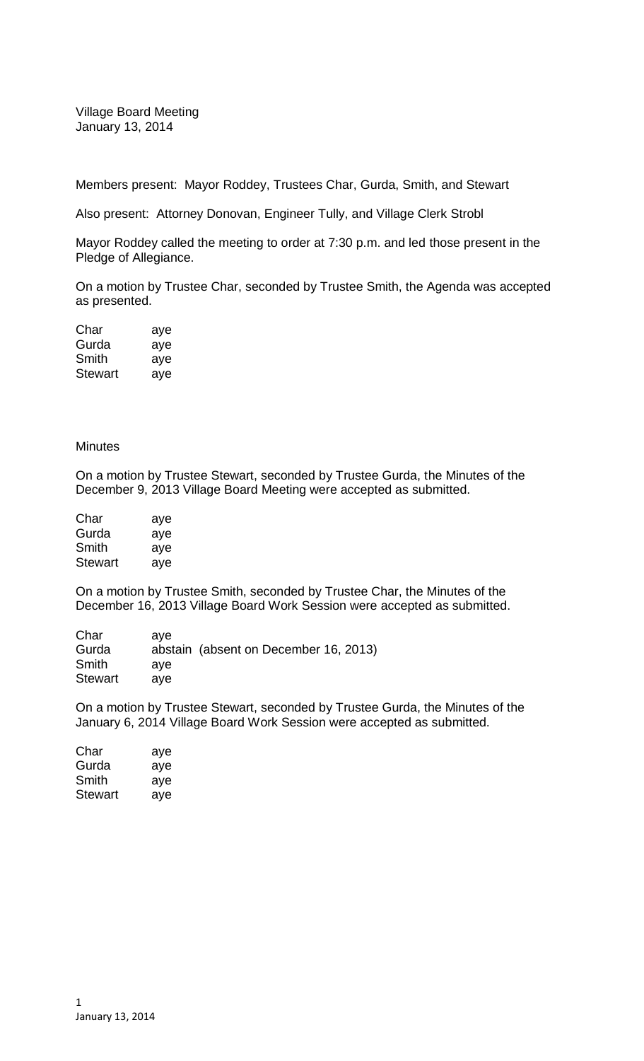Village Board Meeting
January 13, 2014

Members present: Mayor Roddey, Trustees Char, Gurda, Smith, and Stewart

Also present: Attorney Donovan, Engineer Tully, and Village Clerk Strobl

Mayor Roddey called the meeting to order at 7:30 p.m. and led those present in the Pledge of Allegiance.

On a motion by Trustee Char, seconded by Trustee Smith, the Agenda was accepted as presented.

| | |
|---|---|
| Char | aye |
| Gurda | aye |
| Smith | aye |
| Stewart | aye |

Minutes

On a motion by Trustee Stewart, seconded by Trustee Gurda, the Minutes of the December 9, 2013 Village Board Meeting were accepted as submitted.

| | |
|---|---|
| Char | aye |
| Gurda | aye |
| Smith | aye |
| Stewart | aye |

On a motion by Trustee Smith, seconded by Trustee Char, the Minutes of the December 16, 2013 Village Board Work Session were accepted as submitted.

| | |
|---|---|
| Char | aye |
| Gurda | abstain (absent on December 16, 2013) |
| Smith | aye |
| Stewart | aye |

On a motion by Trustee Stewart, seconded by Trustee Gurda, the Minutes of the January 6, 2014 Village Board Work Session were accepted as submitted.

| | |
|---|---|
| Char | aye |
| Gurda | aye |
| Smith | aye |
| Stewart | aye |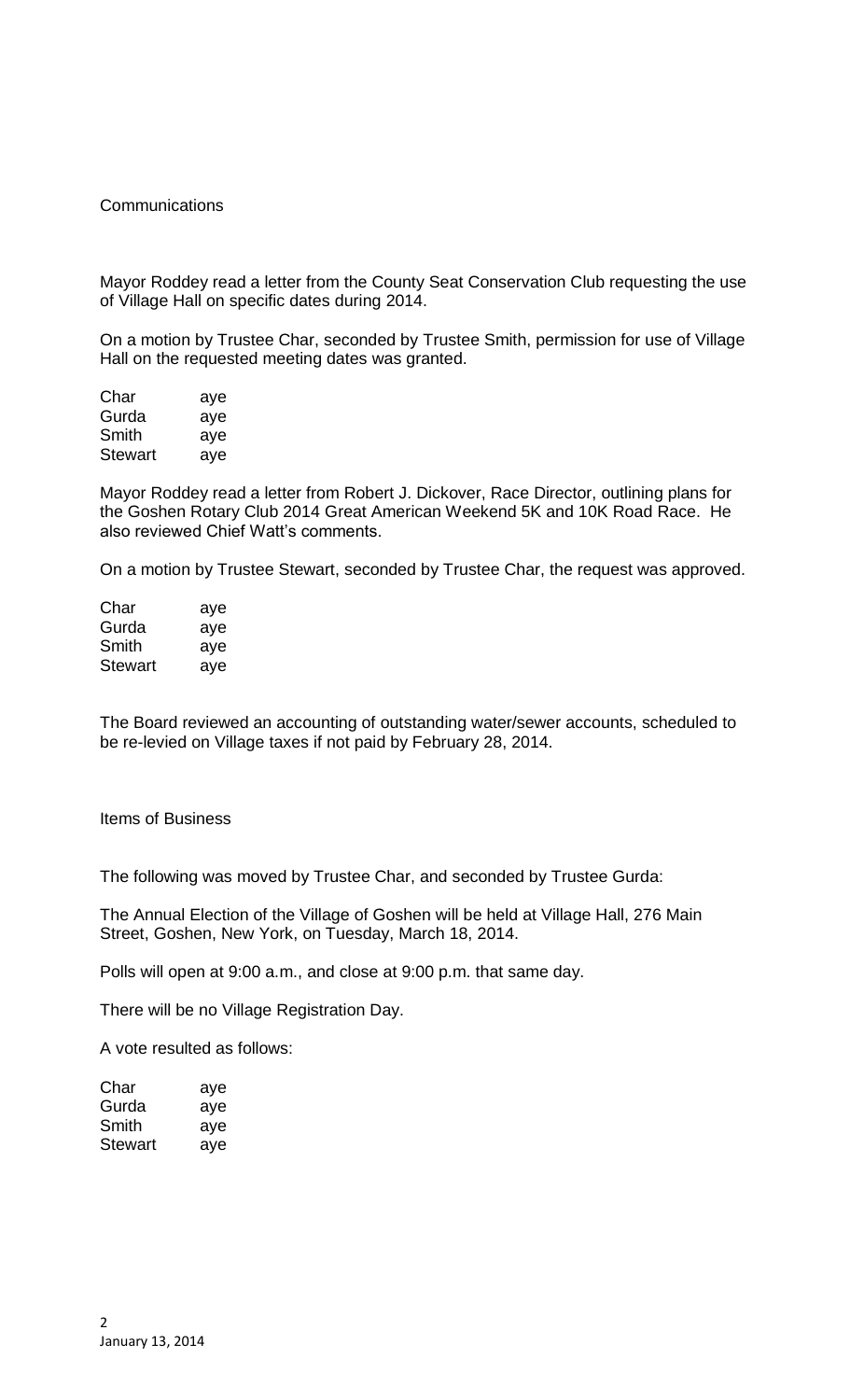Communications

Mayor Roddey read a letter from the County Seat Conservation Club requesting the use of Village Hall on specific dates during 2014.

On a motion by Trustee Char, seconded by Trustee Smith, permission for use of Village Hall on the requested meeting dates was granted.

| | |
|---|---|
| Char | aye |
| Gurda | aye |
| Smith | aye |
| Stewart | aye |

Mayor Roddey read a letter from Robert J. Dickover, Race Director, outlining plans for the Goshen Rotary Club 2014 Great American Weekend 5K and 10K Road Race. He also reviewed Chief Watt's comments.

On a motion by Trustee Stewart, seconded by Trustee Char, the request was approved.

| | |
|---|---|
| Char | aye |
| Gurda | aye |
| Smith | aye |
| Stewart | aye |

The Board reviewed an accounting of outstanding water/sewer accounts, scheduled to be re-levied on Village taxes if not paid by February 28, 2014.

Items of Business

The following was moved by Trustee Char, and seconded by Trustee Gurda:

The Annual Election of the Village of Goshen will be held at Village Hall, 276 Main Street, Goshen, New York, on Tuesday, March 18, 2014.

Polls will open at 9:00 a.m., and close at 9:00 p.m. that same day.

There will be no Village Registration Day.

A vote resulted as follows:

| | |
|---|---|
| Char | aye |
| Gurda | aye |
| Smith | aye |
| Stewart | aye |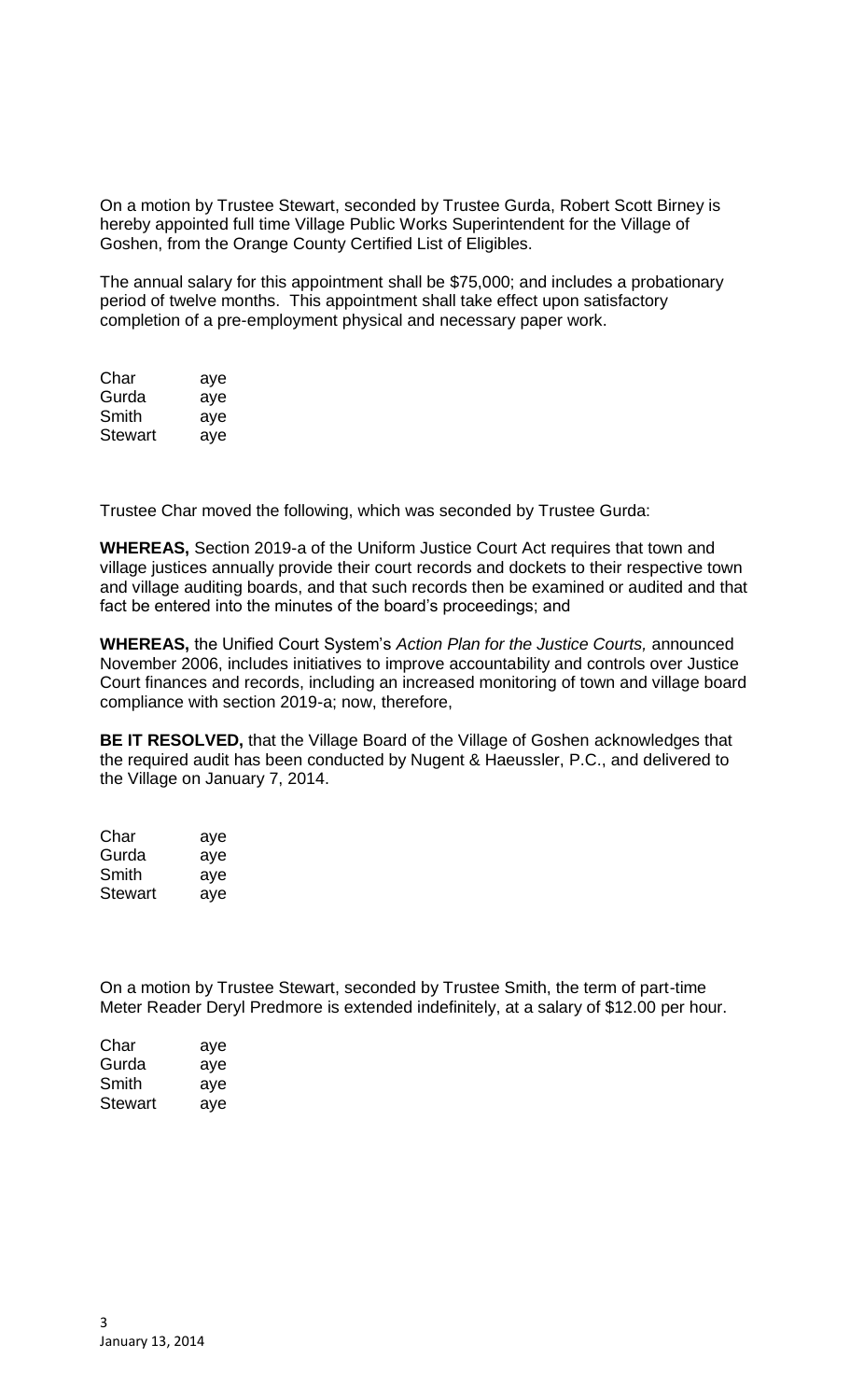On a motion by Trustee Stewart, seconded by Trustee Gurda, Robert Scott Birney is hereby appointed full time Village Public Works Superintendent for the Village of Goshen, from the Orange County Certified List of Eligibles.

The annual salary for this appointment shall be $75,000; and includes a probationary period of twelve months. This appointment shall take effect upon satisfactory completion of a pre-employment physical and necessary paper work.

| | |
|---|---|
| Char | aye |
| Gurda | aye |
| Smith | aye |
| Stewart | aye |

Trustee Char moved the following, which was seconded by Trustee Gurda:

**WHEREAS,** Section 2019-a of the Uniform Justice Court Act requires that town and village justices annually provide their court records and dockets to their respective town and village auditing boards, and that such records then be examined or audited and that fact be entered into the minutes of the board's proceedings; and

**WHEREAS,** the Unified Court System's *Action Plan for the Justice Courts,* announced November 2006, includes initiatives to improve accountability and controls over Justice Court finances and records, including an increased monitoring of town and village board compliance with section 2019-a; now, therefore,

**BE IT RESOLVED,** that the Village Board of the Village of Goshen acknowledges that the required audit has been conducted by Nugent & Haeussler, P.C., and delivered to the Village on January 7, 2014.

| | |
|---|---|
| Char | aye |
| Gurda | aye |
| Smith | aye |
| Stewart | aye |

On a motion by Trustee Stewart, seconded by Trustee Smith, the term of part-time Meter Reader Deryl Predmore is extended indefinitely, at a salary of $12.00 per hour.

| | |
|---|---|
| Char | aye |
| Gurda | aye |
| Smith | aye |
| Stewart | aye |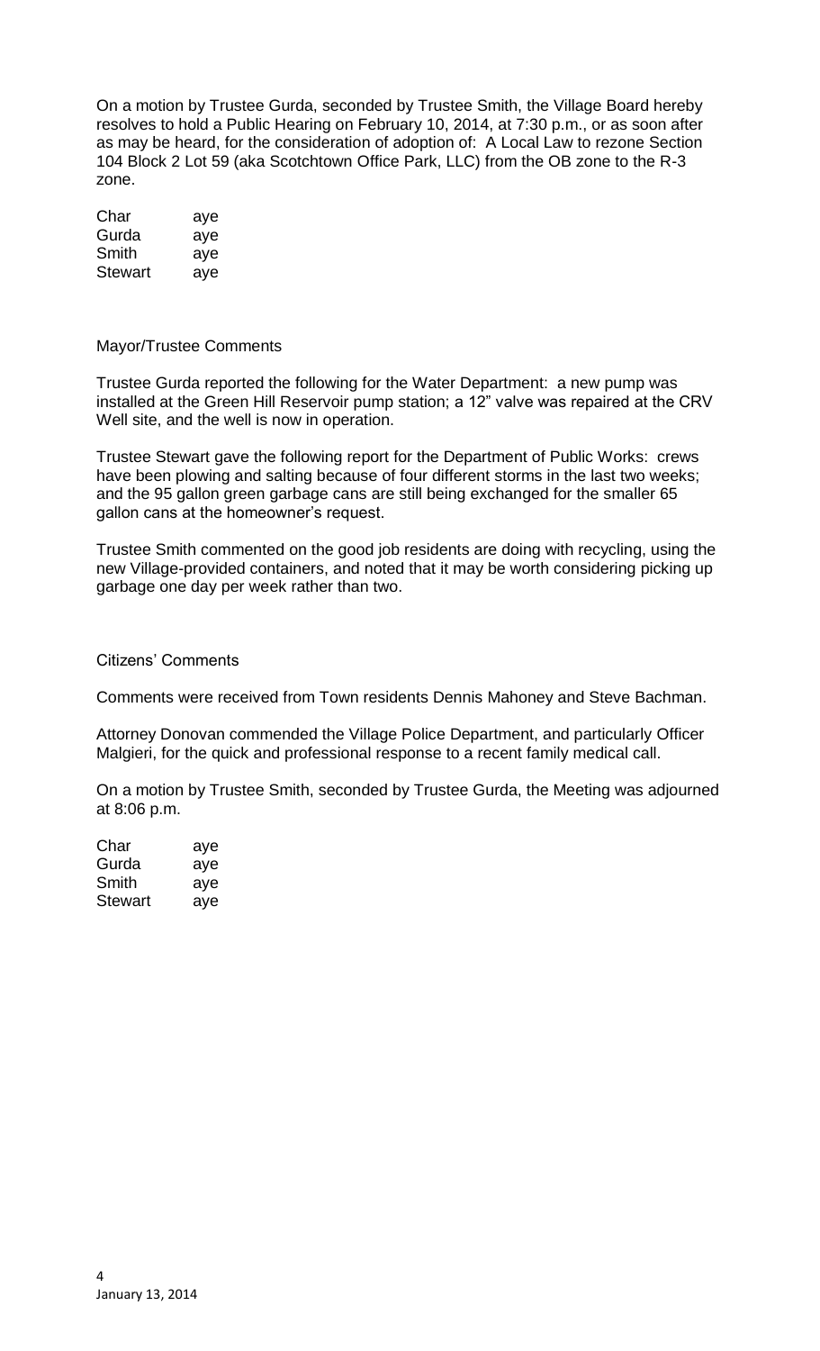On a motion by Trustee Gurda, seconded by Trustee Smith, the Village Board hereby resolves to hold a Public Hearing on February 10, 2014, at 7:30 p.m., or as soon after as may be heard, for the consideration of adoption of: A Local Law to rezone Section 104 Block 2 Lot 59 (aka Scotchtown Office Park, LLC) from the OB zone to the R-3 zone.

| | |
|---|---|
| Char | aye |
| Gurda | aye |
| Smith | aye |
| Stewart | aye |

Mayor/Trustee Comments

Trustee Gurda reported the following for the Water Department: a new pump was installed at the Green Hill Reservoir pump station; a 12" valve was repaired at the CRV Well site, and the well is now in operation.

Trustee Stewart gave the following report for the Department of Public Works: crews have been plowing and salting because of four different storms in the last two weeks; and the 95 gallon green garbage cans are still being exchanged for the smaller 65 gallon cans at the homeowner's request.

Trustee Smith commented on the good job residents are doing with recycling, using the new Village-provided containers, and noted that it may be worth considering picking up garbage one day per week rather than two.

Citizens' Comments

Comments were received from Town residents Dennis Mahoney and Steve Bachman.

Attorney Donovan commended the Village Police Department, and particularly Officer Malgieri, for the quick and professional response to a recent family medical call.

On a motion by Trustee Smith, seconded by Trustee Gurda, the Meeting was adjourned at 8:06 p.m.

| | |
|---|---|
| Char | aye |
| Gurda | aye |
| Smith | aye |
| Stewart | aye |

January 13, 2014